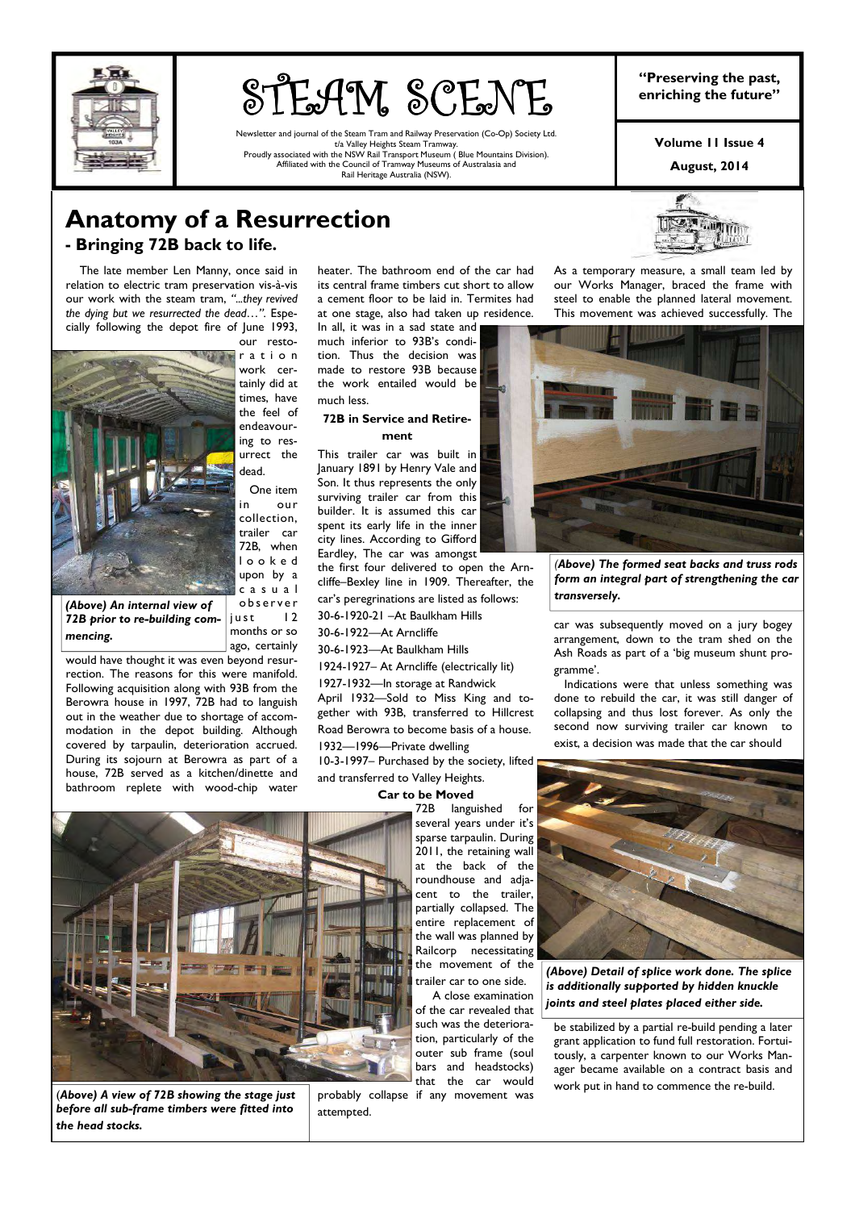# STEAM SCENE

Newsletter and journal of the Steam Tram and Railway Preservation (Co-Op) Society Ltd.
t/a Valley Heights Steam Tramway.
Proudly associated with the NSW Rail Transport Museum ( Blue Mountains Division).
Affiliated with the Council of Tramway Museums of Australasia and
Rail Heritage Australia (NSW).

**"Preserving the past, enriching the future"**

**Volume 11 Issue 4**

**August, 2014**

# Anatomy of a Resurrection

## - Bringing 72B back to life.

The late member Len Manny, once said in relation to electric tram preservation vis-à-vis our work with the steam tram, *"...they revived the dying but we resurrected the dead…"*. Especially following the depot fire of June 1993, our restoration work certainly did at times, have the feel of endeavouring to resurrect the dead.

***(Above) An internal view of 72B prior to re-building commencing.***

One item in our collection, trailer car 72B, when looked upon by a casual observer just 12 months or so ago, certainly would have thought it was even beyond resurrection. The reasons for this were manifold. Following acquisition along with 93B from the Berowra house in 1997, 72B had to languish out in the weather due to shortage of accommodation in the depot building. Although covered by tarpaulin, deterioration accrued. During its sojourn at Berowra as part of a house, 72B served as a kitchen/dinette and bathroom replete with wood-chip water heater. The bathroom end of the car had its central frame timbers cut short to allow a cement floor to be laid in. Termites had at one stage, also had taken up residence. In all, it was in a sad state and much inferior to 93B's condition. Thus the decision was made to restore 93B because the work entailed would be much less.

### 72B in Service and Retirement

This trailer car was built in January 1891 by Henry Vale and Son. It thus represents the only surviving trailer car from this builder. It is assumed this car spent its early life in the inner city lines. According to Gifford Eardley, The car was amongst the first four delivered to open the Arncliffe–Bexley line in 1909. Thereafter, the car's peregrinations are listed as follows:

30-6-1920-21 –At Baulkham Hills

30-6-1922—At Arncliffe

30-6-1923—At Baulkham Hills

1924-1927– At Arncliffe (electrically lit)

1927-1932—In storage at Randwick

April 1932—Sold to Miss King and together with 93B, transferred to Hillcrest Road Berowra to become basis of a house.

1932—1996—Private dwelling

10-3-1997– Purchased by the society, lifted and transferred to Valley Heights.

### Car to be Moved

72B languished for several years under it's sparse tarpaulin. During 2011, the retaining wall at the back of the roundhouse and adjacent to the trailer, partially collapsed. The entire replacement of the wall was planned by Railcorp necessitating the movement of the trailer car to one side.

A close examination of the car revealed that such was the deterioration, particularly of the outer sub frame (soul bars and headstocks) that the car would probably collapse if any movement was attempted.

***(Above) A view of 72B showing the stage just before all sub-frame timbers were fitted into the head stocks.***

As a temporary measure, a small team led by our Works Manager, braced the frame with steel to enable the planned lateral movement. This movement was achieved successfully. The car was subsequently moved on a jury bogey arrangement, down to the tram shed on the Ash Roads as part of a 'big museum shunt programme'.

***(Above) The formed seat backs and truss rods form an integral part of strengthening the car transversely.***

Indications were that unless something was done to rebuild the car, it was still danger of collapsing and thus lost forever. As only the second now surviving trailer car known to exist, a decision was made that the car should be stabilized by a partial re-build pending a later grant application to fund full restoration. Fortuitously, a carpenter known to our Works Manager became available on a contract basis and work put in hand to commence the re-build.

***(Above) Detail of splice work done. The splice is additionally supported by hidden knuckle joints and steel plates placed either side.***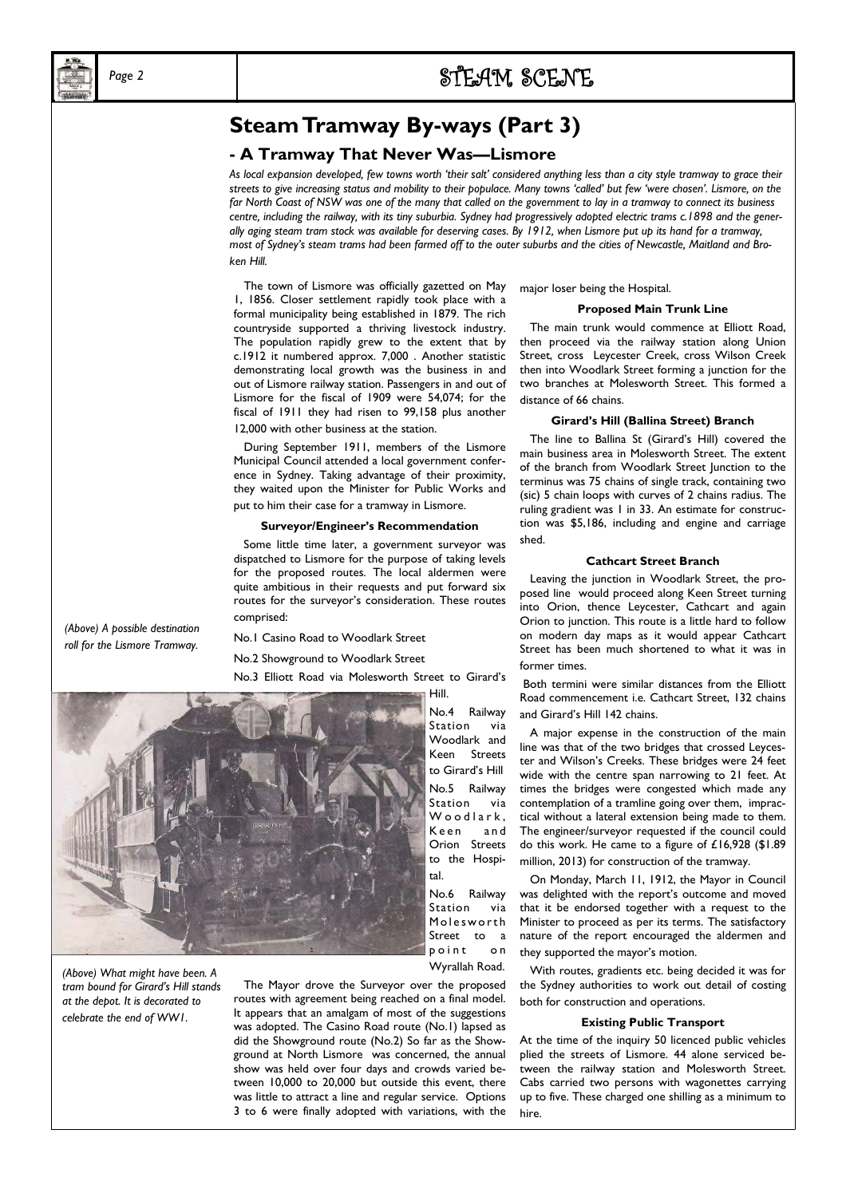# Steam Tramway By-ways (Part 3)

## - A Tramway That Never Was—Lismore

*As local expansion developed, few towns worth 'their salt' considered anything less than a city style tramway to grace their streets to give increasing status and mobility to their populace. Many towns 'called' but few 'were chosen'. Lismore, on the far North Coast of NSW was one of the many that called on the government to lay in a tramway to connect its business centre, including the railway, with its tiny suburbia. Sydney had progressively adopted electric trams c.1898 and the generally aging steam tram stock was available for deserving cases. By 1912, when Lismore put up its hand for a tramway, most of Sydney's steam trams had been farmed off to the outer suburbs and the cities of Newcastle, Maitland and Broken Hill.*

*(Above) A possible destination roll for the Lismore Tramway.*

The town of Lismore was officially gazetted on May 1, 1856. Closer settlement rapidly took place with a formal municipality being established in 1879. The rich countryside supported a thriving livestock industry. The population rapidly grew to the extent that by c.1912 it numbered approx. 7,000 . Another statistic demonstrating local growth was the business in and out of Lismore railway station. Passengers in and out of Lismore for the fiscal of 1909 were 54,074; for the fiscal of 1911 they had risen to 99,158 plus another 12,000 with other business at the station.

During September 1911, members of the Lismore Municipal Council attended a local government conference in Sydney. Taking advantage of their proximity, they waited upon the Minister for Public Works and put to him their case for a tramway in Lismore.

#### Surveyor/Engineer's Recommendation

Some little time later, a government surveyor was dispatched to Lismore for the purpose of taking levels for the proposed routes. The local aldermen were quite ambitious in their requests and put forward six routes for the surveyor's consideration. These routes comprised:

No.1 Casino Road to Woodlark Street

No.2 Showground to Woodlark Street

No.3 Elliott Road via Molesworth Street to Girard's Hill.

No.4 Railway Station via Woodlark and Keen Streets to Girard's Hill

No.5 Railway Station via Woodlark, Keen and Orion Streets to the Hospital.

No.6 Railway Station via Molesworth Street to a point on Wyrallah Road.

*(Above) What might have been. A tram bound for Girard's Hill stands at the depot. It is decorated to celebrate the end of WW1.*

The Mayor drove the Surveyor over the proposed routes with agreement being reached on a final model. It appears that an amalgam of most of the suggestions was adopted. The Casino Road route (No.1) lapsed as did the Showground route (No.2) So far as the Showground at North Lismore was concerned, the annual show was held over four days and crowds varied between 10,000 to 20,000 but outside this event, there was little to attract a line and regular service. Options 3 to 6 were finally adopted with variations, with the major loser being the Hospital.

#### Proposed Main Trunk Line

The main trunk would commence at Elliott Road, then proceed via the railway station along Union Street, cross Leycester Creek, cross Wilson Creek then into Woodlark Street forming a junction for the two branches at Molesworth Street. This formed a distance of 66 chains.

#### Girard's Hill (Ballina Street) Branch

The line to Ballina St (Girard's Hill) covered the main business area in Molesworth Street. The extent of the branch from Woodlark Street Junction to the terminus was 75 chains of single track, containing two (sic) 5 chain loops with curves of 2 chains radius. The ruling gradient was 1 in 33. An estimate for construction was $5,186, including and engine and carriage shed.

#### Cathcart Street Branch

Leaving the junction in Woodlark Street, the proposed line would proceed along Keen Street turning into Orion, thence Leycester, Cathcart and again Orion to junction. This route is a little hard to follow on modern day maps as it would appear Cathcart Street has been much shortened to what it was in former times.

Both termini were similar distances from the Elliott Road commencement i.e. Cathcart Street, 132 chains and Girard's Hill 142 chains.

A major expense in the construction of the main line was that of the two bridges that crossed Leycester and Wilson's Creeks. These bridges were 24 feet wide with the centre span narrowing to 21 feet. At times the bridges were congested which made any contemplation of a tramline going over them, impractical without a lateral extension being made to them. The engineer/surveyor requested if the council could do this work. He came to a figure of £16,928 ($1.89 million, 2013) for construction of the tramway.

On Monday, March 11, 1912, the Mayor in Council was delighted with the report's outcome and moved that it be endorsed together with a request to the Minister to proceed as per its terms. The satisfactory nature of the report encouraged the aldermen and they supported the mayor's motion.

With routes, gradients etc. being decided it was for the Sydney authorities to work out detail of costing both for construction and operations.

#### Existing Public Transport

At the time of the inquiry 50 licenced public vehicles plied the streets of Lismore. 44 alone serviced between the railway station and Molesworth Street. Cabs carried two persons with wagonettes carrying up to five. These charged one shilling as a minimum to hire.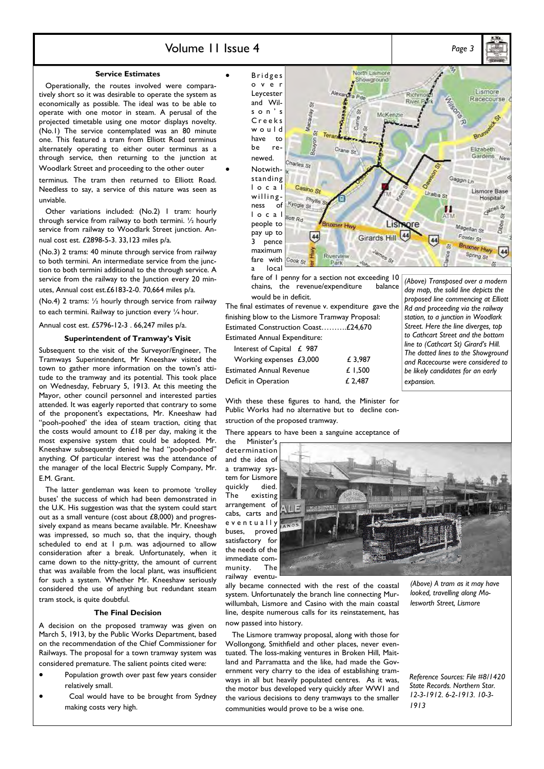### Service Estimates

Operationally, the routes involved were comparatively short so it was desirable to operate the system as economically as possible. The ideal was to be able to operate with one motor in steam. A perusal of the projected timetable using one motor displays novelty. (No.1) The service contemplated was an 80 minute one. This featured a tram from Elliott Road terminus alternately operating to either outer terminus as a through service, then returning to the junction at Woodlark Street and proceeding to the other outer terminus. The tram then returned to Elliott Road. Needless to say, a service of this nature was seen as unviable.

Other variations included: (No.2) 1 tram: hourly through service from railway to both termini. ½ hourly service from railway to Woodlark Street junction. Annual cost est. £2898-5-3. 33,123 miles p/a.

(No.3) 2 trams: 40 minute through service from railway to both termini. An intermediate service from the junction to both termini additional to the through service. A service from the railway to the Junction every 20 minutes, Annual cost est.£6183-2-0. 70,664 miles p/a.

(No.4) 2 trams: ½ hourly through service from railway to each termini. Railway to junction every ¼ hour.

Annual cost est. £5796-12-3 . 66,247 miles p/a.

### Superintendent of Tramway's Visit

Subsequent to the visit of the Surveyor/Engineer, The Tramways Superintendent, Mr Kneeshaw visited the town to gather more information on the town's attitude to the tramway and its potential. This took place on Wednesday, February 5, 1913. At this meeting the Mayor, other council personnel and interested parties attended. It was eagerly reported that contrary to some of the proponent's expectations, Mr. Kneeshaw had "pooh-poohed' the idea of steam traction, citing that the costs would amount to £18 per day, making it the most expensive system that could be adopted. Mr. Kneeshaw subsequently denied he had "pooh-poohed" anything. Of particular interest was the attendance of the manager of the local Electric Supply Company, Mr. E.M. Grant.

The latter gentleman was keen to promote 'trolley buses' the success of which had been demonstrated in the U.K. His suggestion was that the system could start out as a small venture (cost about £8,000) and progressively expand as means became available. Mr. Kneeshaw was impressed, so much so, that the inquiry, though scheduled to end at 1 p.m. was adjourned to allow consideration after a break. Unfortunately, when it came down to the nitty-gritty, the amount of current that was available from the local plant, was insufficient for such a system. Whether Mr. Kneeshaw seriously considered the use of anything but redundant steam tram stock, is quite doubtful.

### The Final Decision

A decision on the proposed tramway was given on March 5, 1913, by the Public Works Department, based on the recommendation of the Chief Commissioner for Railways. The proposal for a town tramway system was considered premature. The salient points cited were:

- Population growth over past few years consider relatively small.
- Coal would have to be brought from Sydney making costs very high.
- Bridges over Leycester and Wilson's Creeks would have to be renewed.
- Notwithstanding local willingness of local people to pay up to 3 pence maximum fare with a local fare of 1 penny for a section not exceeding 10 chains, the revenue/expenditure balance would be in deficit.

*(Above) Transposed over a modern day map, the solid line depicts the proposed line commencing at Elliott Rd and proceeding via the railway station, to a junction in Woodlark Street. Here the line diverges, top to Cathcart Street and the bottom line to (Cathcart St) Girard's Hill. The dotted lines to the Showground and Racecourse were considered to be likely candidates for an early expansion.*

The final estimates of revenue v. expenditure gave the finishing blow to the Lismore Tramway Proposal:

| | |
|---|---|
| Estimated Construction Coast………. | £24,670 |
| Estimated Annual Expenditure: | |
| Interest of Capital £ 987 | |
| Working expenses £3,000 | £ 3,987 |
| Estimated Annual Revenue | £ 1,500 |
| Deficit in Operation | £ 2,487 |

With these these figures to hand, the Minister for Public Works had no alternative but to decline construction of the proposed tramway.

There appears to have been a sanguine acceptance of the Minister's determination and the idea of a tramway system for Lismore quickly died. The existing arrangement of cabs, carts and eventually buses, proved satisfactory for the needs of the immediate community. The railway eventually became connected with the rest of the coastal system. Unfortunately the branch line connecting Murwillumbah, Lismore and Casino with the main coastal line, despite numerous calls for its reinstatement, has now passed into history.

*(Above) A tram as it may have looked, travelling along Molesworth Street, Lismore*

The Lismore tramway proposal, along with those for Wollongong, Smithfield and other places, never eventuated. The loss-making ventures in Broken Hill, Maitland and Parramatta and the like, had made the Government very charry to the idea of establishing tramways in all but heavily populated centres. As it was, the motor bus developed very quickly after WW1 and the various decisions to deny tramways to the smaller communities would prove to be a wise one.

*Reference Sources: File #8/1420 State Records. Northern Star. 12-3-1912. 6-2-1913. 10-3-1913*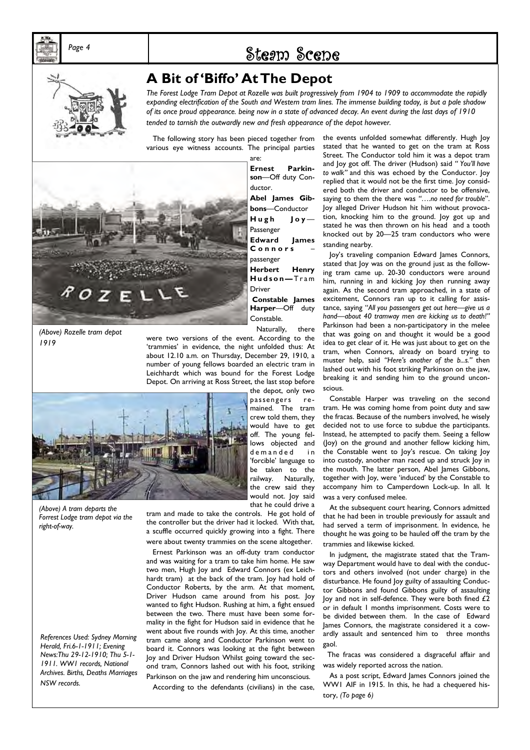# A Bit of 'Biffo' At The Depot

*The Forest Lodge Tram Depot at Rozelle was built progressively from 1904 to 1909 to accommodate the rapidly expanding electrification of the South and Western tram lines. The immense building today, is but a pale shadow of its once proud appearance. being now in a state of advanced decay. An event during the last days of 1910 tended to tarnish the outwardly new and fresh appearance of the depot however.*

The following story has been pieced together from various eye witness accounts. The principal parties are:

**Ernest Parkinson**—Off duty Conductor.

**Abel James Gibbons**—Conductor

**Hugh Joy**—Passenger

**Edward James Connors** – passenger

**Herbert Henry Hudson—**Tram Driver

**Constable James Harper**—Off duty Constable.

*(Above) Rozelle tram depot 1919*

Naturally, there were two versions of the event. According to the 'trammies' in evidence, the night unfolded thus: At about 12.10 a.m. on Thursday, December 29, 1910, a number of young fellows boarded an electric tram in Leichhardt which was bound for the Forest Lodge Depot. On arriving at Ross Street, the last stop before the depot, only two passengers remained. The tram crew told them, they would have to get off. The young fellows objected and demanded in 'forcible' language to be taken to the railway. Naturally, the crew said they would not. Joy said that he could drive a tram and made to take the controls. He got hold of the controller but the driver had it locked. With that, a scuffle occurred quickly growing into a fight. There were about twenty trammies on the scene altogether.

*(Above) A tram departs the Forrest Lodge tram depot via the right-of-way.*

Ernest Parkinson was an off-duty tram conductor and was waiting for a tram to take him home. He saw two men, Hugh Joy and Edward Connors (ex Leichhardt tram) at the back of the tram. Joy had hold of Conductor Roberts, by the arm. At that moment, Driver Hudson came around from his post. Joy wanted to fight Hudson. Rushing at him, a fight ensued between the two. There must have been some formality in the fight for Hudson said in evidence that he went about five rounds with Joy. At this time, another tram came along and Conductor Parkinson went to board it. Connors was looking at the fight between Joy and Driver Hudson Whilst going toward the second tram, Connors lashed out with his foot, striking Parkinson on the jaw and rendering him unconscious.

According to the defendants (civilians) in the case, the events unfolded somewhat differently. Hugh Joy stated that he wanted to get on the tram at Ross Street. The Conductor told him it was a depot tram and Joy got off. The driver (Hudson) said *" You'll have to walk"* and this was echoed by the Conductor. Joy replied that it would not be the first time. Joy considered both the driver and conductor to be offensive, saying to them the there was *"….no need for trouble*". Joy alleged Driver Hudson hit him without provocation, knocking him to the ground. Joy got up and stated he was then thrown on his head and a tooth knocked out by 20—25 tram conductors who were standing nearby.

Joy's traveling companion Edward James Connors, stated that Joy was on the ground just as the following tram came up. 20-30 conductors were around him, running in and kicking Joy then running away again. As the second tram approached, in a state of excitement, Connors ran up to it calling for assistance, saying "*All you passengers get out here—give us a hand—about 40 tramway men are kicking us to death!"* Parkinson had been a non-participatory in the melee that was going on and thought it would be a good idea to get clear of it. He was just about to get on the tram, when Connors, already on board trying to muster help, said *"Here's another of the b...s."* then lashed out with his foot striking Parkinson on the jaw, breaking it and sending him to the ground unconscious.

Constable Harper was traveling on the second tram. He was coming home from point duty and saw the fracas. Because of the numbers involved, he wisely decided not to use force to subdue the participants. Instead, he attempted to pacify them. Seeing a fellow (Joy) on the ground and another fellow kicking him, the Constable went to Joy's rescue. On taking Joy into custody, another man raced up and struck Joy in the mouth. The latter person, Abel James Gibbons, together with Joy, were 'induced' by the Constable to accompany him to Camperdown Lock-up. In all. It was a very confused melee.

At the subsequent court hearing, Connors admitted that he had been in trouble previously for assault and had served a term of imprisonment. In evidence, he thought he was going to be hauled off the tram by the trammies and likewise kicked.

In judgment, the magistrate stated that the Tramway Department would have to deal with the conductors and others involved (not under charge) in the disturbance. He found Joy guilty of assaulting Conductor Gibbons and found Gibbons guilty of assaulting Joy and not in self-defence. They were both fined £2 or in default 1 months imprisonment. Costs were to be divided between them. In the case of Edward James Connors, the magistrate considered it a cowardly assault and sentenced him to three months gaol.

The fracas was considered a disgraceful affair and was widely reported across the nation.

As a post script, Edward James Connors joined the WW1 AIF in 1915. In this, he had a chequered history, *(To page 6)*

*References Used: Sydney Morning Herald, Fri.6-1-1911; Evening News:Thu 29-12-1910; Thu 5-1-1911. WW1 records, National Archives. Births, Deaths Marriages NSW records.*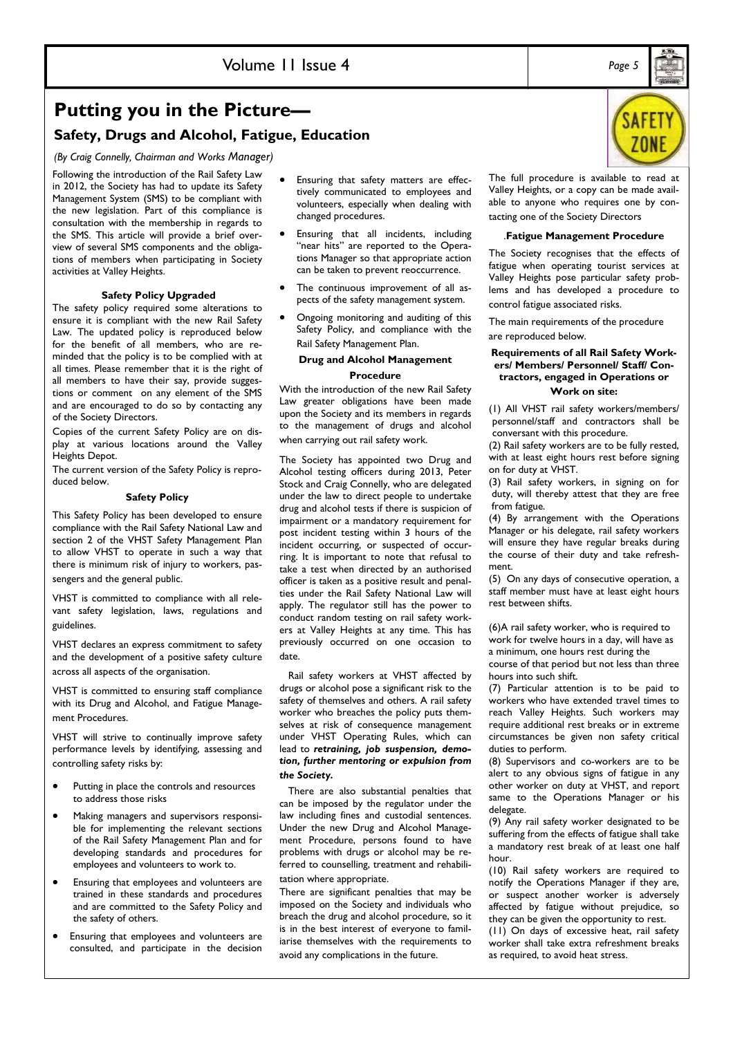# Putting you in the Picture—

## Safety, Drugs and Alcohol, Fatigue, Education

*(By Craig Connelly, Chairman and Works Manager)*

Following the introduction of the Rail Safety Law in 2012, the Society has had to update its Safety Management System (SMS) to be compliant with the new legislation. Part of this compliance is consultation with the membership in regards to the SMS. This article will provide a brief overview of several SMS components and the obligations of members when participating in Society activities at Valley Heights.

**Safety Policy Upgraded**

The safety policy required some alterations to ensure it is compliant with the new Rail Safety Law. The updated policy is reproduced below for the benefit of all members, who are reminded that the policy is to be complied with at all times. Please remember that it is the right of all members to have their say, provide suggestions or comment on any element of the SMS and are encouraged to do so by contacting any of the Society Directors.

Copies of the current Safety Policy are on display at various locations around the Valley Heights Depot.

The current version of the Safety Policy is reproduced below.

**Safety Policy**

This Safety Policy has been developed to ensure compliance with the Rail Safety National Law and section 2 of the VHST Safety Management Plan to allow VHST to operate in such a way that there is minimum risk of injury to workers, passengers and the general public.

VHST is committed to compliance with all relevant safety legislation, laws, regulations and guidelines.

VHST declares an express commitment to safety and the development of a positive safety culture across all aspects of the organisation.

VHST is committed to ensuring staff compliance with its Drug and Alcohol, and Fatigue Management Procedures.

VHST will strive to continually improve safety performance levels by identifying, assessing and controlling safety risks by:

- Putting in place the controls and resources to address those risks
- Making managers and supervisors responsible for implementing the relevant sections of the Rail Safety Management Plan and for developing standards and procedures for employees and volunteers to work to.
- Ensuring that employees and volunteers are trained in these standards and procedures and are committed to the Safety Policy and the safety of others.
- Ensuring that employees and volunteers are consulted, and participate in the decision
- Ensuring that safety matters are effectively communicated to employees and volunteers, especially when dealing with changed procedures.
- Ensuring that all incidents, including "near hits" are reported to the Operations Manager so that appropriate action can be taken to prevent reoccurrence.
- The continuous improvement of all aspects of the safety management system.
- Ongoing monitoring and auditing of this Safety Policy, and compliance with the Rail Safety Management Plan.

**Drug and Alcohol Management Procedure**

With the introduction of the new Rail Safety Law greater obligations have been made upon the Society and its members in regards to the management of drugs and alcohol when carrying out rail safety work.

The Society has appointed two Drug and Alcohol testing officers during 2013, Peter Stock and Craig Connelly, who are delegated under the law to direct people to undertake drug and alcohol tests if there is suspicion of impairment or a mandatory requirement for post incident testing within 3 hours of the incident occurring, or suspected of occurring. It is important to note that refusal to take a test when directed by an authorised officer is taken as a positive result and penalties under the Rail Safety National Law will apply. The regulator still has the power to conduct random testing on rail safety workers at Valley Heights at any time. This has previously occurred on one occasion to date.

Rail safety workers at VHST affected by drugs or alcohol pose a significant risk to the safety of themselves and others. A rail safety worker who breaches the policy puts themselves at risk of consequence management under VHST Operating Rules, which can lead to ***retraining, job suspension, demotion, further mentoring or expulsion from the Society.***

There are also substantial penalties that can be imposed by the regulator under the law including fines and custodial sentences. Under the new Drug and Alcohol Management Procedure, persons found to have problems with drugs or alcohol may be referred to counselling, treatment and rehabilitation where appropriate.

There are significant penalties that may be imposed on the Society and individuals who breach the drug and alcohol procedure, so it is in the best interest of everyone to familiarise themselves with the requirements to avoid any complications in the future.

The full procedure is available to read at Valley Heights, or a copy can be made available to anyone who requires one by contacting one of the Society Directors

**Fatigue Management Procedure**

The Society recognises that the effects of fatigue when operating tourist services at Valley Heights pose particular safety problems and has developed a procedure to control fatigue associated risks.

The main requirements of the procedure are reproduced below.

**Requirements of all Rail Safety Workers/ Members/ Personnel/ Staff/ Contractors, engaged in Operations or Work on site:**

(1) All VHST rail safety workers/members/ personnel/staff and contractors shall be conversant with this procedure.

(2) Rail safety workers are to be fully rested, with at least eight hours rest before signing on for duty at VHST.

(3) Rail safety workers, in signing on for duty, will thereby attest that they are free from fatigue.

(4) By arrangement with the Operations Manager or his delegate, rail safety workers will ensure they have regular breaks during the course of their duty and take refreshment.

(5) On any days of consecutive operation, a staff member must have at least eight hours rest between shifts.

(6)A rail safety worker, who is required to work for twelve hours in a day, will have as a minimum, one hours rest during the course of that period but not less than three hours into such shift.

(7) Particular attention is to be paid to workers who have extended travel times to reach Valley Heights. Such workers may require additional rest breaks or in extreme circumstances be given non safety critical duties to perform.

(8) Supervisors and co-workers are to be alert to any obvious signs of fatigue in any other worker on duty at VHST, and report same to the Operations Manager or his delegate.

(9) Any rail safety worker designated to be suffering from the effects of fatigue shall take a mandatory rest break of at least one half hour.

(10) Rail safety workers are required to notify the Operations Manager if they are, or suspect another worker is adversely affected by fatigue without prejudice, so they can be given the opportunity to rest.

(11) On days of excessive heat, rail safety worker shall take extra refreshment breaks as required, to avoid heat stress.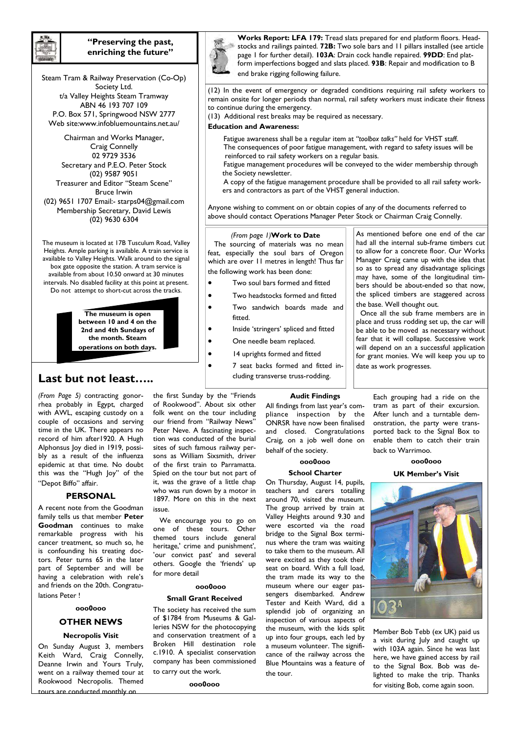**"Preserving the past, enriching the future"**

Steam Tram & Railway Preservation (Co-Op) Society Ltd.
t/a Valley Heights Steam Tramway
ABN 46 193 707 109
P.O. Box 571, Springwood NSW 2777
Web site:www.infobluemountains.net.au/

Chairman and Works Manager, Craig Connelly
02 9729 3536
Secretary and P.E.O. Peter Stock
(02) 9587 9051
Treasurer and Editor "Steam Scene" Bruce Irwin
(02) 9651 1707 Email:- starps04@gmail.com
Membership Secretary, David Lewis
(02) 9630 6304

The museum is located at 17B Tusculum Road, Valley Heights. Ample parking is available. A train service is available to Valley Heights. Walk around to the signal box gate opposite the station. A tram service is available from about 10.50 onward at 30 minutes intervals. No disabled facility at this point at present. Do not attempt to short-cut across the tracks.

**The museum is open between 10 and 4 on the 2nd and 4th Sundays of the month. Steam operations on both days.**

**Works Report: LFA 179:** Tread slats prepared for end platform floors. Headstocks and railings painted. **72B:** Two sole bars and 11 pillars installed (see article page 1 for further detail). **103A**: Drain cock handle repaired. **99DD**: End platform imperfections bogged and slats placed. **93B**: Repair and modification to B end brake rigging following failure.

(12) In the event of emergency or degraded conditions requiring rail safety workers to remain onsite for longer periods than normal, rail safety workers must indicate their fitness to continue during the emergency.

(13) Additional rest breaks may be required as necessary.

**Education and Awareness:**

Fatigue awareness shall be a regular item at *"toolbox talks"* held for VHST staff.
The consequences of poor fatigue management, with regard to safety issues will be reinforced to rail safety workers on a regular basis.
Fatigue management procedures will be conveyed to the wider membership through the Society newsletter.
A copy of the fatigue management procedure shall be provided to all rail safety workers and contractors as part of the VHST general induction.

Anyone wishing to comment on or obtain copies of any of the documents referred to above should contact Operations Manager Peter Stock or Chairman Craig Connelly.

*(From page 1)***Work to Date**

The sourcing of materials was no mean feat, especially the soul bars of Oregon which are over 11 metres in length! Thus far the following work has been done:

- Two soul bars formed and fitted
- Two headstocks formed and fitted
- Two sandwich boards made and fitted.
- Inside 'stringers' spliced and fitted
- One needle beam replaced.
- 14 uprights formed and fitted
- 7 seat backs formed and fitted including transverse truss-rodding.

As mentioned before one end of the car had all the internal sub-frame timbers cut to allow for a concrete floor. Our Works Manager Craig came up with the idea that so as to spread any disadvantage splicings may have, some of the longitudinal timbers should be about-ended so that now, the spliced timbers are staggered across the base. Well thought out.

Once all the sub frame members are in place and truss rodding set up, the car will be able to be moved as necessary without fear that it will collapse. Successive work will depend on a successful application for grant monies. We will keep you up to date as work progresses.

## Last but not least…..

*(From Page 5)* contracting gonorrhea probably in Egypt, charged with AWL, escaping custody on a couple of occasions and serving time in the UK. There appears no record of him after1920. A Hugh Alphonsus Joy died in 1919, possibly as a result of the influenza epidemic at that time. No doubt this was the "Hugh Joy" of the "Depot Biffo" affair.

### PERSONAL

A recent note from the Goodman family tells us that member **Peter Goodman** continues to make remarkable progress with his cancer treatment, so much so, he is confounding his treating doctors. Peter turns 65 in the later part of September and will be having a celebration with rele's and friends on the 20th. Congratulations Peter !

ooo0ooo

### OTHER NEWS

**Necropolis Visit**

On Sunday August 3, members Keith Ward, Craig Connelly, Deanne Irwin and Yours Truly, went on a railway themed tour at Rookwood Necropolis. Themed tours are conducted monthly on the first Sunday by the "Friends of Rookwood". About six other folk went on the tour including our friend from "Railway News" Peter Neve. A fascinating inspection was conducted of the burial sites of such famous railway persons as William Sixsmith, driver of the first train to Parramatta. Spied on the tour but not part of it, was the grave of a little chap who was run down by a motor in 1897. More on this in the next issue.

We encourage you to go on one of these tours. Other themed tours include general heritage,' crime and punishment', 'our convict past' and several others. Google the 'friends' up for more detail

ooo0ooo

**Small Grant Received**

The society has received the sum of $1784 from Museums & Galleries NSW for the photocopying and conservation treatment of a Broken Hill destination role c.1910. A specialist conservation company has been commissioned to carry out the work.

ooo0ooo

**Audit Findings**

All findings from last year's compliance inspection by the ONRSR have now been finalised and closed. Congratulations Craig, on a job well done on behalf of the society.

ooo0ooo

**School Charter**

On Thursday, August 14, pupils, teachers and carers totalling around 70, visited the museum. The group arrived by train at Valley Heights around 9.30 and were escorted via the road bridge to the Signal Box terminus where the tram was waiting to take them to the museum. All were excited as they took their seat on board. With a full load, the tram made its way to the museum where our eager passengers disembarked. Andrew Tester and Keith Ward, did a splendid job of organizing an inspection of various aspects of the museum, with the kids split up into four groups, each led by a museum volunteer. The significance of the railway across the Blue Mountains was a feature of the tour.

Each grouping had a ride on the tram as part of their excursion. After lunch and a turntable demonstration, the party were transported back to the Signal Box to enable them to catch their train back to Warrimoo.

ooo0ooo

**UK Member's Visit**

Member Bob Tebb (ex UK) paid us a visit during July and caught up with 103A again. Since he was last here, we have gained access by rail to the Signal Box. Bob was delighted to make the trip. Thanks for visiting Bob, come again soon.